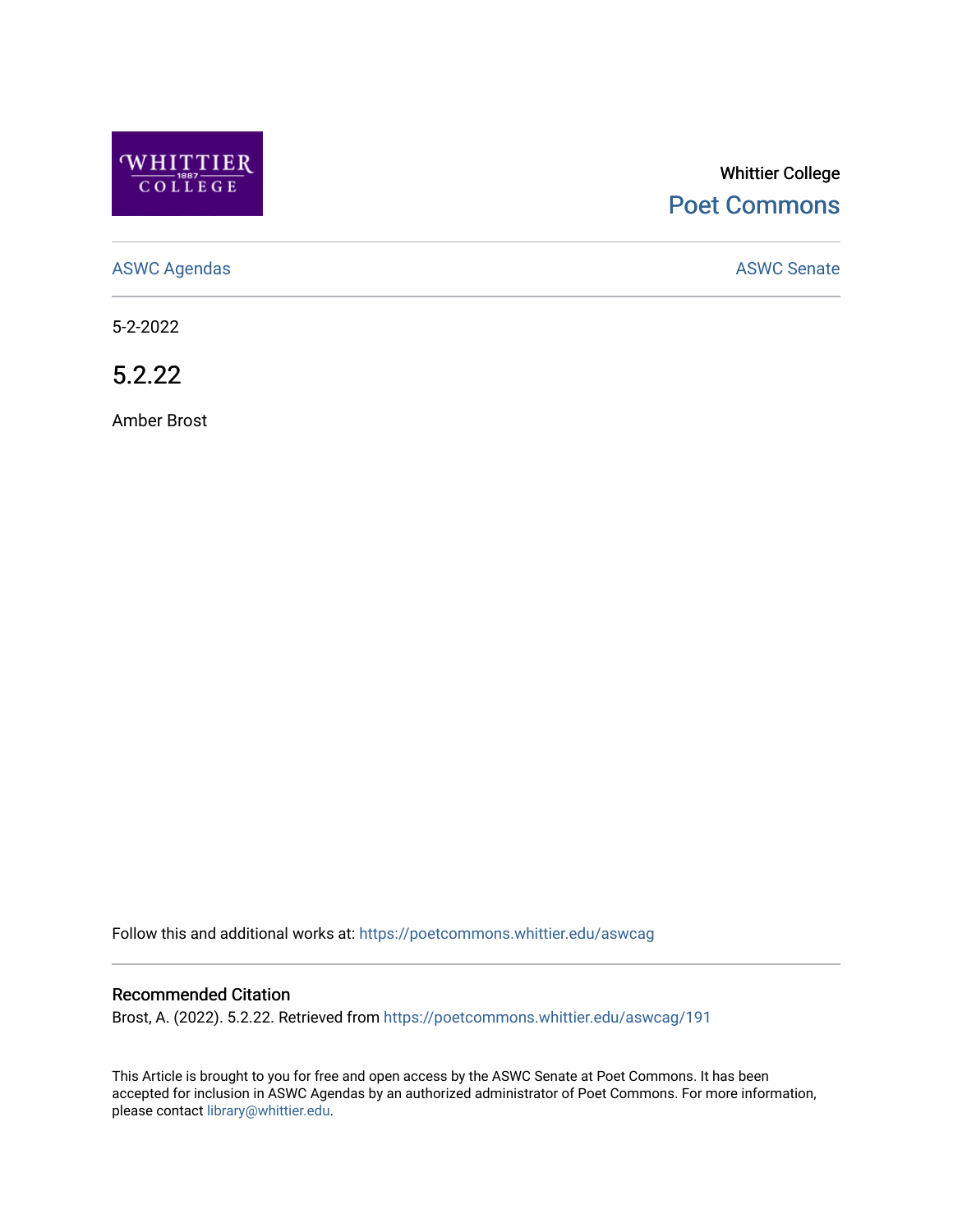Whittier College

Poet Commons

ASWC Agendas

ASWC Senate

5-2-2022

# 5.2.22

Amber Brost

Follow this and additional works at: https://poetcommons.whittier.edu/aswcag

## Recommended Citation

Brost, A. (2022). 5.2.22. Retrieved from https://poetcommons.whittier.edu/aswcag/191

This Article is brought to you for free and open access by the ASWC Senate at Poet Commons. It has been accepted for inclusion in ASWC Agendas by an authorized administrator of Poet Commons. For more information, please contact library@whittier.edu.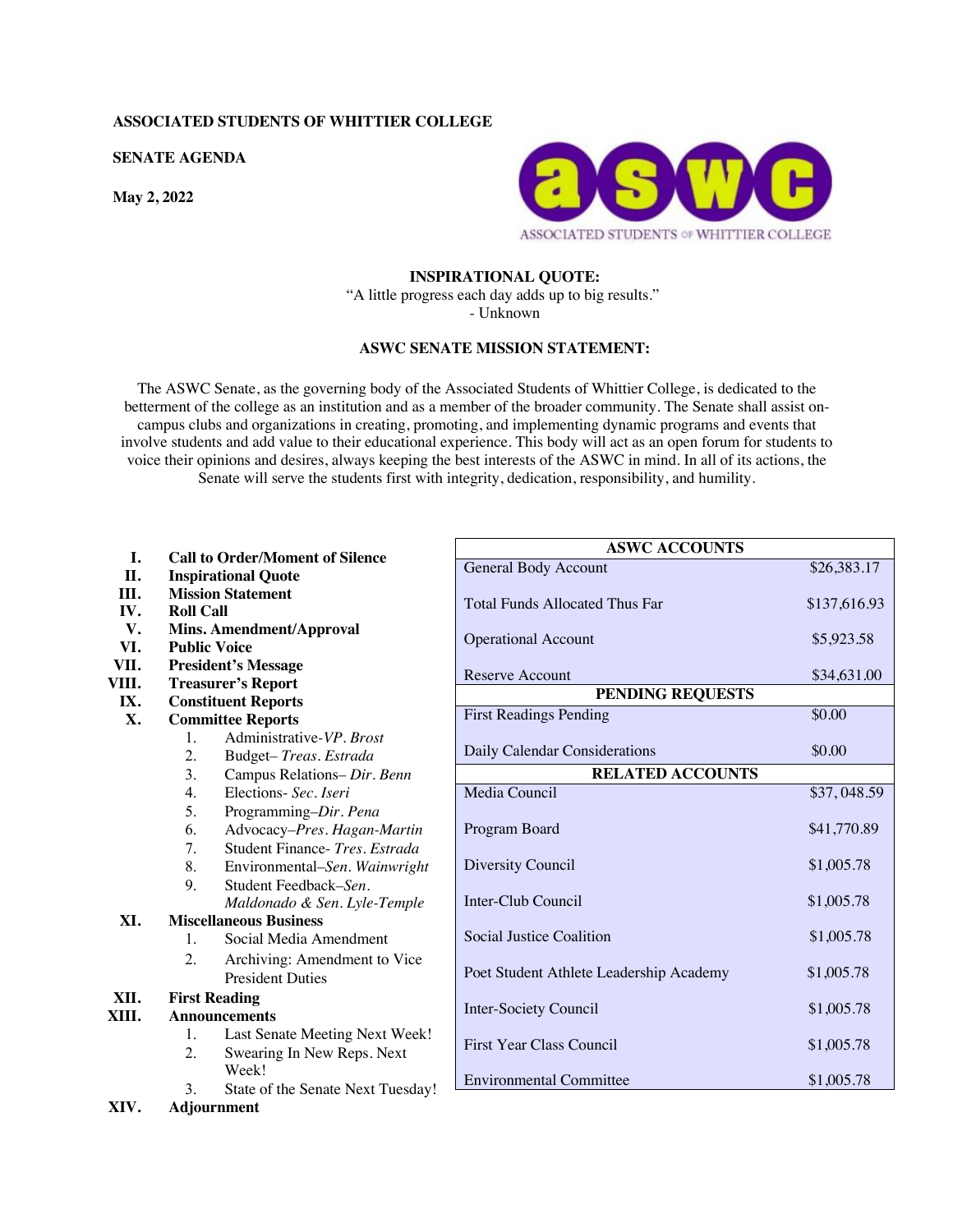**ASSOCIATED STUDENTS OF WHITTIER COLLEGE**

**SENATE AGENDA**

**May 2, 2022**

**INSPIRATIONAL QUOTE:**

"A little progress each day adds up to big results."
- Unknown

**ASWC SENATE MISSION STATEMENT:**

The ASWC Senate, as the governing body of the Associated Students of Whittier College, is dedicated to the betterment of the college as an institution and as a member of the broader community. The Senate shall assist on-campus clubs and organizations in creating, promoting, and implementing dynamic programs and events that involve students and add value to their educational experience. This body will act as an open forum for students to voice their opinions and desires, always keeping the best interests of the ASWC in mind. In all of its actions, the Senate will serve the students first with integrity, dedication, responsibility, and humility.

- **I. Call to Order/Moment of Silence**
- **II. Inspirational Quote**
- **III. Mission Statement**
- **IV. Roll Call**
- **V. Mins. Amendment/Approval**
- **VI. Public Voice**
- **VII. President's Message**
- **VIII. Treasurer's Report**
- **IX. Constituent Reports**
- **X. Committee Reports**
    1. Administrative-*VP. Brost*
    2. Budget– *Treas. Estrada*
    3. Campus Relations– *Dir. Benn*
    4. Elections- *Sec. Iseri*
    5. Programming–*Dir. Pena*
    6. Advocacy–*Pres. Hagan-Martin*
    7. Student Finance- *Tres. Estrada*
    8. Environmental–*Sen. Wainwright*
    9. Student Feedback–*Sen. Maldonado & Sen. Lyle-Temple*
- **XI. Miscellaneous Business**
    1. Social Media Amendment
    2. Archiving: Amendment to Vice President Duties
- **XII. First Reading**
- **XIII. Announcements**
    1. Last Senate Meeting Next Week!
    2. Swearing In New Reps. Next Week!
    3. State of the Senate Next Tuesday!
- **XIV. Adjournment**

| **ASWC ACCOUNTS** | |
|---|---|
| General Body Account | $26,383.17 |
| Total Funds Allocated Thus Far | $137,616.93 |
| Operational Account | $5,923.58 |
| Reserve Account | $34,631.00 |
| **PENDING REQUESTS** | |
| First Readings Pending | $0.00 |
| Daily Calendar Considerations | $0.00 |
| **RELATED ACCOUNTS** | |
| Media Council | $37, 048.59 |
| Program Board | $41,770.89 |
| Diversity Council | $1,005.78 |
| Inter-Club Council | $1,005.78 |
| Social Justice Coalition | $1,005.78 |
| Poet Student Athlete Leadership Academy | $1,005.78 |
| Inter-Society Council | $1,005.78 |
| First Year Class Council | $1,005.78 |
| Environmental Committee | $1,005.78 |